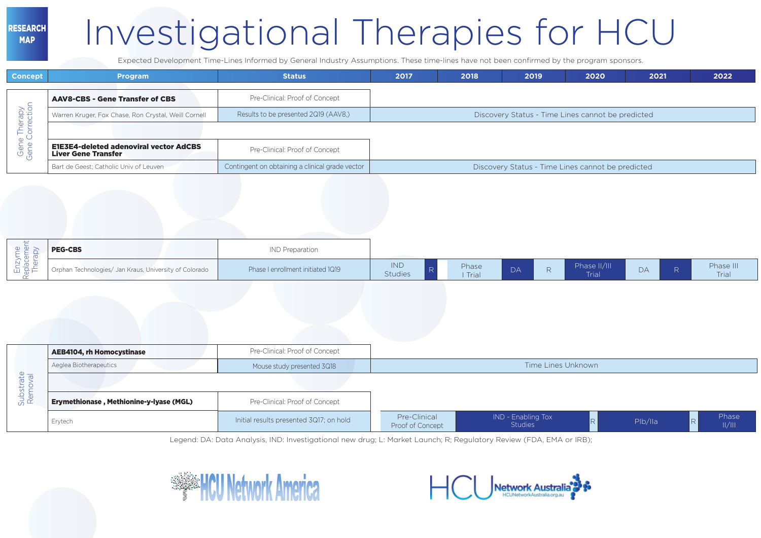# Investigational Therapies for HCU

Expected Development Time-Lines Informed by General Industry Assumptions. These time-lines have not been confirmed by the program sponsors.

| Concept | Program | Status | 2017 | 2018 | 2019 | 2020 | 2021 | 2022 |
|---|---|---|---|---|---|---|---|---|
| Gene Therapy Gene Correction | **AAV8-CBS - Gene Transfer of CBS** | Pre-Clinical: Proof of Concept | | | | | | |
| | Warren Kruger, Fox Chase, Ron Crystal, Weill Cornell | Results to be presented 2Q19 (AAV8,) | Discovery Status - Time Lines cannot be predicted | | | | | |
| | **E1E3E4-deleted adenoviral vector AdCBS Liver Gene Transfer** | Pre-Clinical: Proof of Concept | | | | | | |
| | Bart de Geest; Catholic Univ of Leuven | Contingent on obtaining a clinical grade vector | Discovery Status - Time Lines cannot be predicted | | | | | |
| Enzyme Replacement Therapy | **PEG-CBS** | IND Preparation | | | | | | |
| | Orphan Technologies/ Jan Kraus, University of Colorado | Phase I enrollment initiated 1Q19 | IND Studies, R | Phase I Trial | DA, R | Phase II/III Trial | DA, R | Phase III Trial |
| Substrate Removal | **AEB4104, rh Homocystinase** | Pre-Clinical: Proof of Concept | | | | | | |
| | Aeglea Biotherapeutics | Mouse study presented 3Q18 | Time Lines Unknown | | | | | |
| | **Erymethionase , Methionine-y-lyase (MGL)** | Pre-Clinical: Proof of Concept | | | | | | |
| | Erytech | Initial results presented 3Q17; on hold | Pre-Clinical Proof of Concept | IND - Enabling Tox Studies | | R, PIb/IIa | | R, Phase II/III |

Legend: DA: Data Analysis, IND: Investigational new drug; L: Market Launch; R; Regulatory Review (FDA, EMA or IRB);

HCU Network America

HCU Network Australia
HCUNetworkAustralia.org.au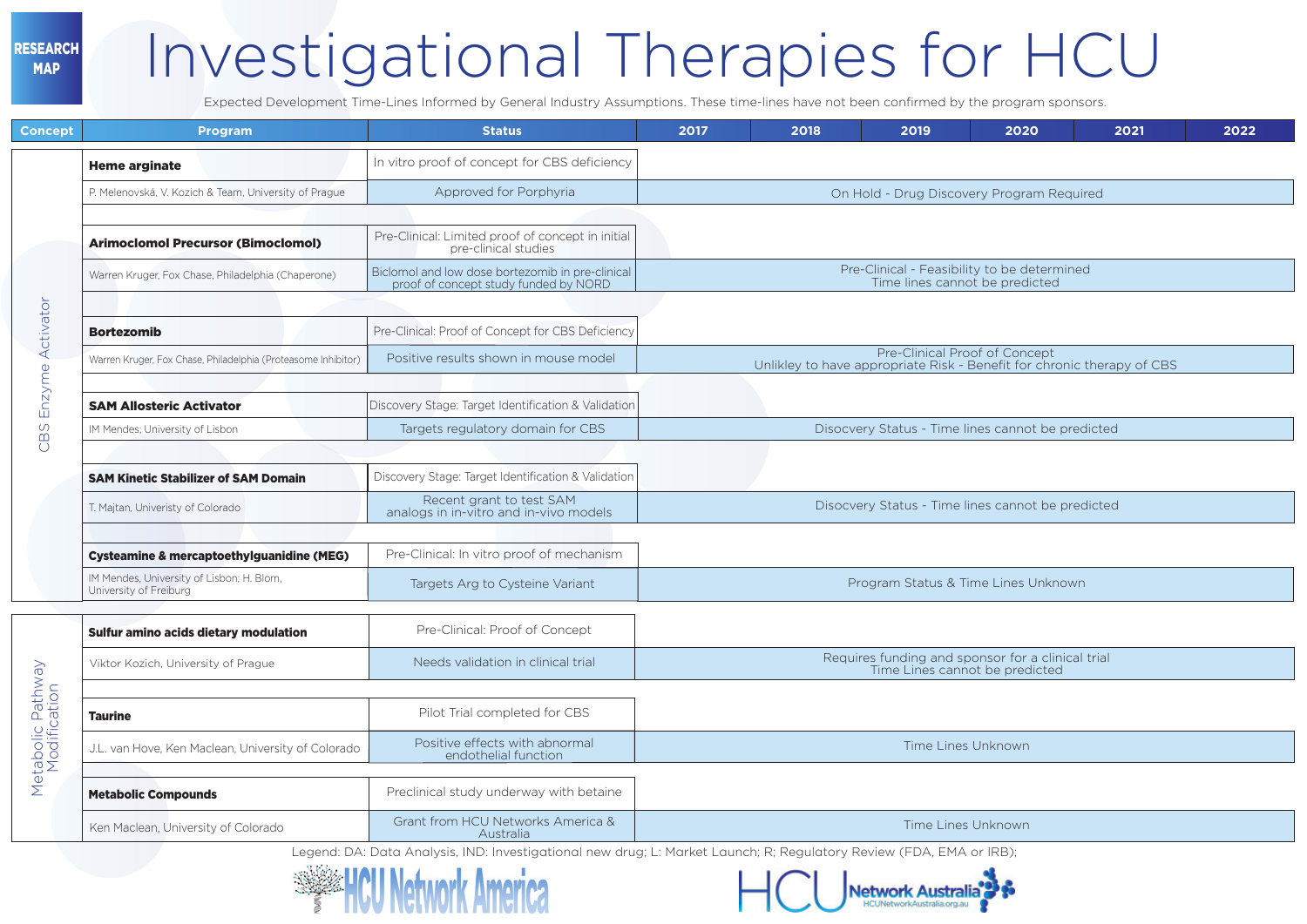RESEARCH MAP

# Investigational Therapies for HCU

Expected Development Time-Lines Informed by General Industry Assumptions. These time-lines have not been confirmed by the program sponsors.

| Concept | Program | Status | 2017 – 2022 |
|---|---|---|---|
| CBS Enzyme Activator | **Heme arginate** | In vitro proof of concept for CBS deficiency | |
| | P. Melenovská, V. Kozich & Team, University of Prague | Approved for Porphyria | On Hold - Drug Discovery Program Required |
| | **Arimoclomol Precursor (Bimoclomol)** | Pre-Clinical: Limited proof of concept in initial pre-clinical studies | |
| | Warren Kruger, Fox Chase, Philadelphia (Chaperone) | Biclomol and low dose bortezomib in pre-clinical proof of concept study funded by NORD | Pre-Clinical - Feasibility to be determined Time lines cannot be predicted |
| | **Bortezomib** | Pre-Clinical: Proof of Concept for CBS Deficiency | |
| | Warren Kruger, Fox Chase, Philadelphia (Proteasome Inhibitor) | Positive results shown in mouse model | Pre-Clinical Proof of Concept Unlikley to have appropriate Risk - Benefit for chronic therapy of CBS |
| | **SAM Allosteric Activator** | Discovery Stage: Target Identification & Validation | |
| | IM Mendes; University of Lisbon | Targets regulatory domain for CBS | Disocvery Status - Time lines cannot be predicted |
| | **SAM Kinetic Stabilizer of SAM Domain** | Discovery Stage: Target Identification & Validation | |
| | T. Majtan, Univeristy of Colorado | Recent grant to test SAM analogs in in-vitro and in-vivo models | Disocvery Status - Time lines cannot be predicted |
| | **Cysteamine & mercaptoethylguanidine (MEG)** | Pre-Clinical: In vitro proof of mechanism | |
| | IM Mendes, University of Lisbon; H. Blom, University of Freiburg | Targets Arg to Cysteine Variant | Program Status & Time Lines Unknown |
| Metabolic Pathway Modification | **Sulfur amino acids dietary modulation** | Pre-Clinical: Proof of Concept | |
| | Viktor Kozich, University of Prague | Needs validation in clinical trial | Requires funding and sponsor for a clinical trial Time Lines cannot be predicted |
| | **Taurine** | Pilot Trial completed for CBS | |
| | J.L. van Hove, Ken Maclean, University of Colorado | Positive effects with abnormal endothelial function | Time Lines Unknown |
| | **Metabolic Compounds** | Preclinical study underway with betaine | |
| | Ken Maclean, University of Colorado | Grant from HCU Networks America & Australia | Time Lines Unknown |

Legend: DA: Data Analysis, IND: Investigational new drug; L: Market Launch; R; Regulatory Review (FDA, EMA or IRB);

HCU Network America

HCU Network Australia HCUNetworkAustralia.org.au